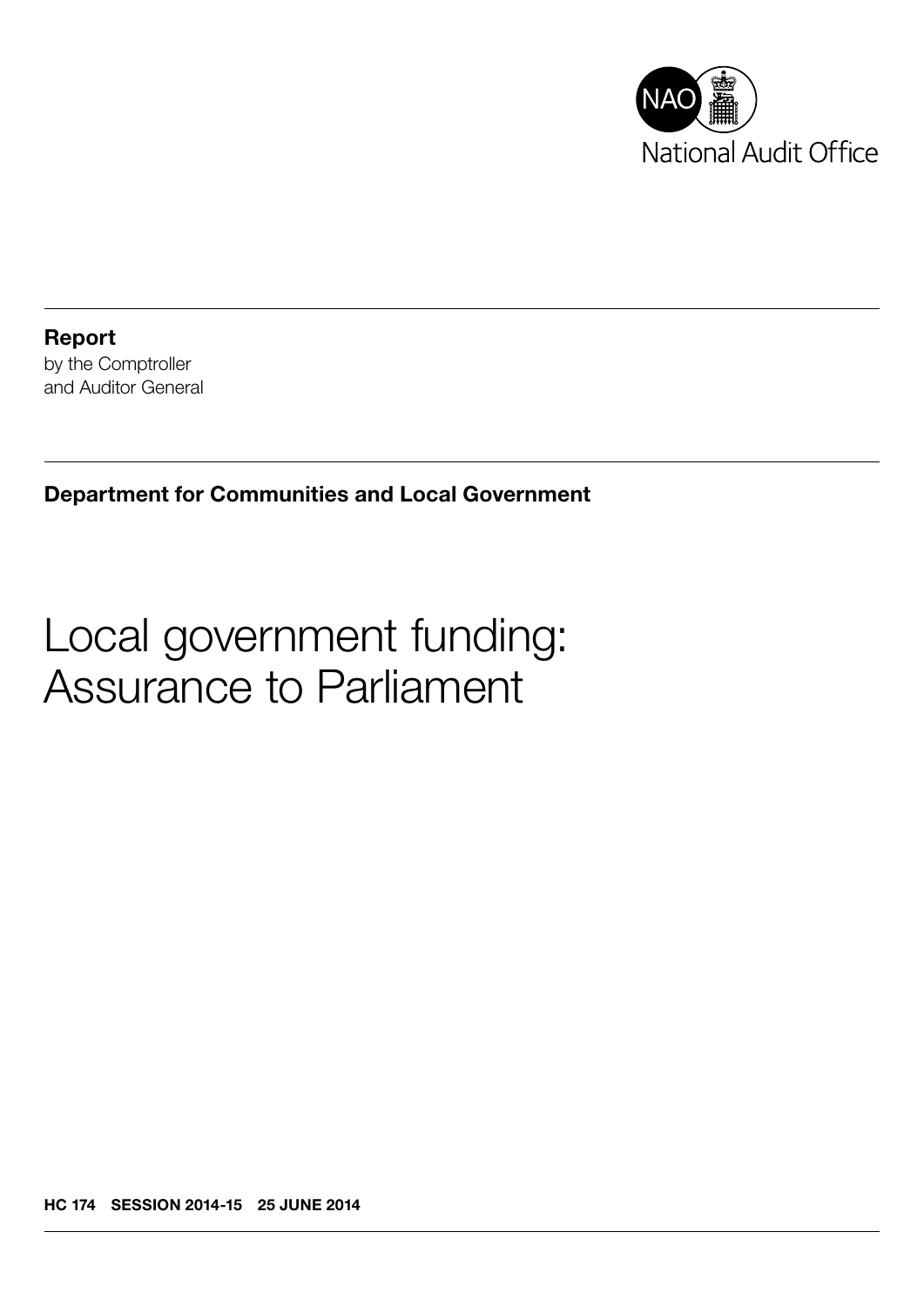National Audit Office

**Report**
by the Comptroller
and Auditor General

**Department for Communities and Local Government**

# Local government funding: Assurance to Parliament

**HC 174 SESSION 2014-15 25 JUNE 2014**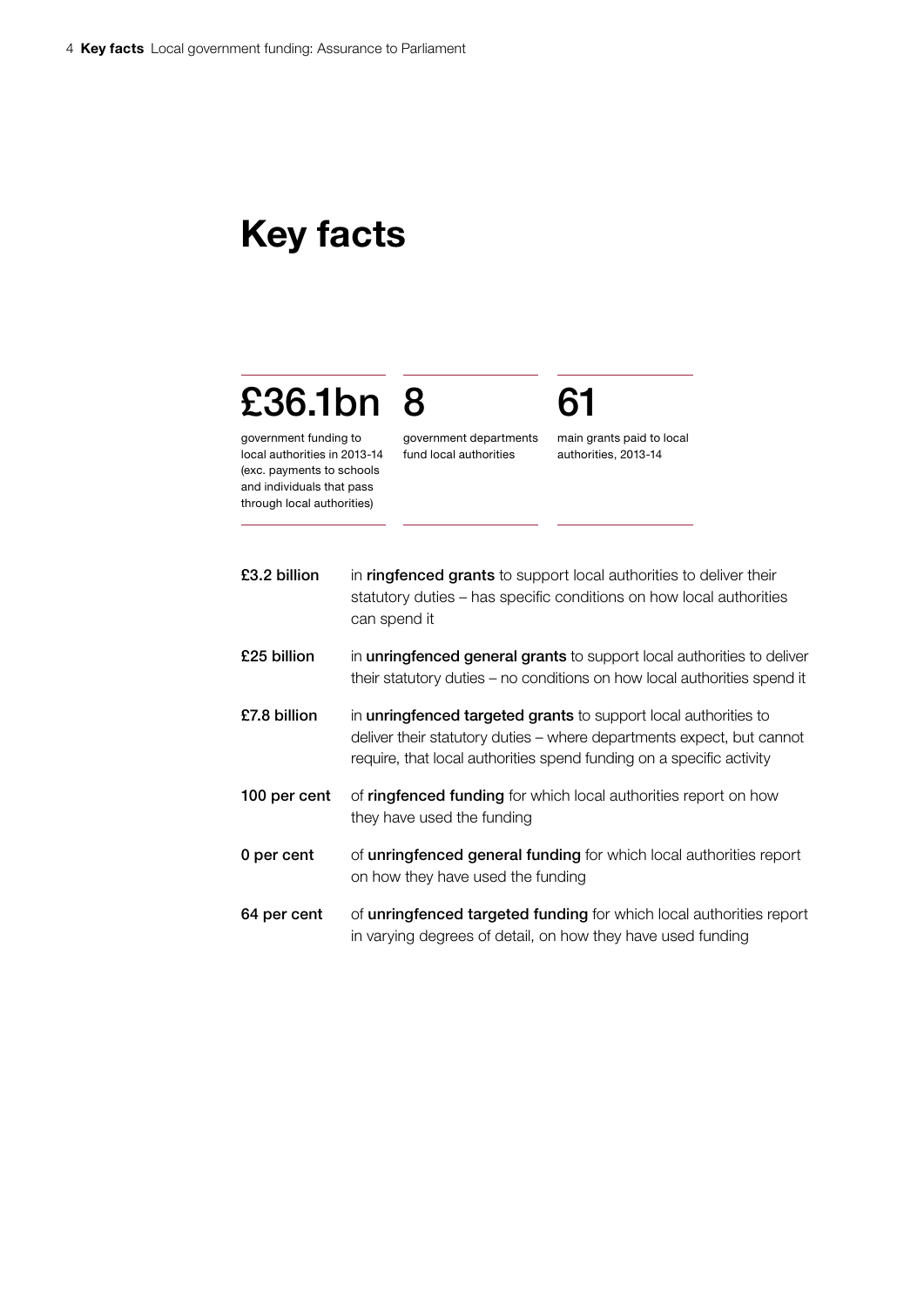# Key facts

**£36.1bn**

government funding to local authorities in 2013-14 (exc. payments to schools and individuals that pass through local authorities)

**8**

government departments fund local authorities

**61**

main grants paid to local authorities, 2013-14

**£3.2 billion** in **ringfenced grants** to support local authorities to deliver their statutory duties – has specific conditions on how local authorities can spend it

**£25 billion** in **unringfenced general grants** to support local authorities to deliver their statutory duties – no conditions on how local authorities spend it

**£7.8 billion** in **unringfenced targeted grants** to support local authorities to deliver their statutory duties – where departments expect, but cannot require, that local authorities spend funding on a specific activity

**100 per cent** of **ringfenced funding** for which local authorities report on how they have used the funding

**0 per cent** of **unringfenced general funding** for which local authorities report on how they have used the funding

**64 per cent** of **unringfenced targeted funding** for which local authorities report in varying degrees of detail, on how they have used funding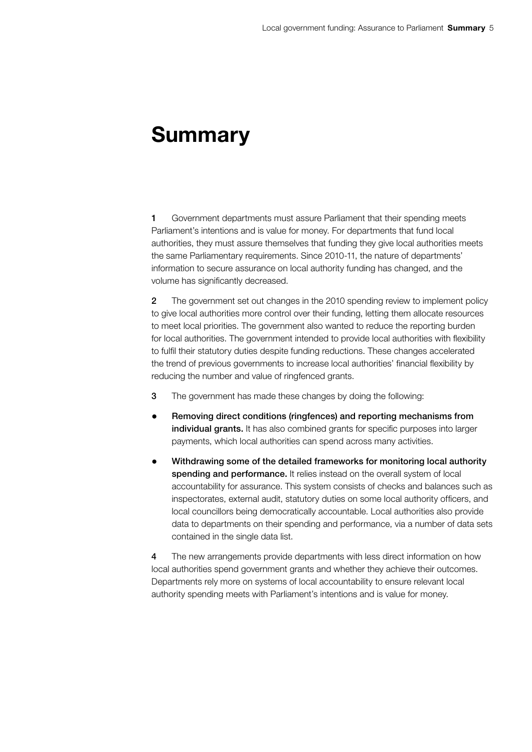# Summary

**1** Government departments must assure Parliament that their spending meets Parliament's intentions and is value for money. For departments that fund local authorities, they must assure themselves that funding they give local authorities meets the same Parliamentary requirements. Since 2010-11, the nature of departments' information to secure assurance on local authority funding has changed, and the volume has significantly decreased.

**2** The government set out changes in the 2010 spending review to implement policy to give local authorities more control over their funding, letting them allocate resources to meet local priorities. The government also wanted to reduce the reporting burden for local authorities. The government intended to provide local authorities with flexibility to fulfil their statutory duties despite funding reductions. These changes accelerated the trend of previous governments to increase local authorities' financial flexibility by reducing the number and value of ringfenced grants.

**3** The government has made these changes by doing the following:

- **Removing direct conditions (ringfences) and reporting mechanisms from individual grants.** It has also combined grants for specific purposes into larger payments, which local authorities can spend across many activities.
- **Withdrawing some of the detailed frameworks for monitoring local authority spending and performance.** It relies instead on the overall system of local accountability for assurance. This system consists of checks and balances such as inspectorates, external audit, statutory duties on some local authority officers, and local councillors being democratically accountable. Local authorities also provide data to departments on their spending and performance, via a number of data sets contained in the single data list.

**4** The new arrangements provide departments with less direct information on how local authorities spend government grants and whether they achieve their outcomes. Departments rely more on systems of local accountability to ensure relevant local authority spending meets with Parliament's intentions and is value for money.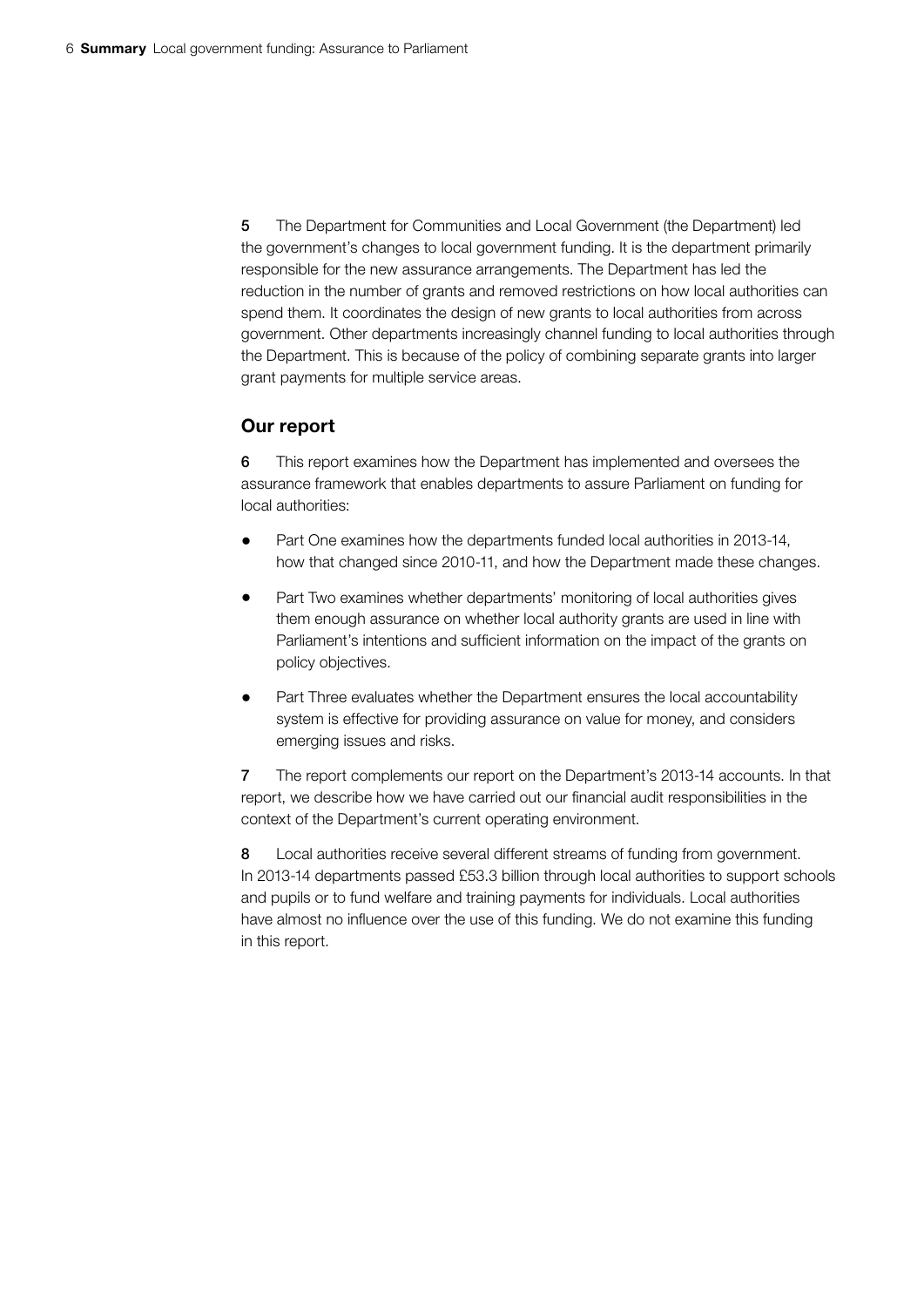5 The Department for Communities and Local Government (the Department) led the government's changes to local government funding. It is the department primarily responsible for the new assurance arrangements. The Department has led the reduction in the number of grants and removed restrictions on how local authorities can spend them. It coordinates the design of new grants to local authorities from across government. Other departments increasingly channel funding to local authorities through the Department. This is because of the policy of combining separate grants into larger grant payments for multiple service areas.

## Our report

6 This report examines how the Department has implemented and oversees the assurance framework that enables departments to assure Parliament on funding for local authorities:

- Part One examines how the departments funded local authorities in 2013-14, how that changed since 2010-11, and how the Department made these changes.
- Part Two examines whether departments' monitoring of local authorities gives them enough assurance on whether local authority grants are used in line with Parliament's intentions and sufficient information on the impact of the grants on policy objectives.
- Part Three evaluates whether the Department ensures the local accountability system is effective for providing assurance on value for money, and considers emerging issues and risks.

7 The report complements our report on the Department's 2013-14 accounts. In that report, we describe how we have carried out our financial audit responsibilities in the context of the Department's current operating environment.

8 Local authorities receive several different streams of funding from government. In 2013-14 departments passed £53.3 billion through local authorities to support schools and pupils or to fund welfare and training payments for individuals. Local authorities have almost no influence over the use of this funding. We do not examine this funding in this report.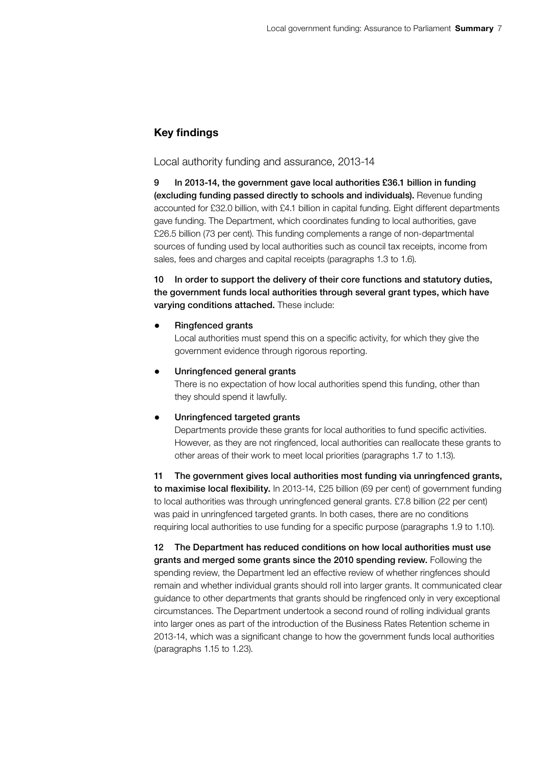## Key findings

### Local authority funding and assurance, 2013-14

9 **In 2013-14, the government gave local authorities £36.1 billion in funding (excluding funding passed directly to schools and individuals).** Revenue funding accounted for £32.0 billion, with £4.1 billion in capital funding. Eight different departments gave funding. The Department, which coordinates funding to local authorities, gave £26.5 billion (73 per cent). This funding complements a range of non-departmental sources of funding used by local authorities such as council tax receipts, income from sales, fees and charges and capital receipts (paragraphs 1.3 to 1.6).

10 **In order to support the delivery of their core functions and statutory duties, the government funds local authorities through several grant types, which have varying conditions attached.** These include:

- **Ringfenced grants**
  Local authorities must spend this on a specific activity, for which they give the government evidence through rigorous reporting.
- **Unringfenced general grants**
  There is no expectation of how local authorities spend this funding, other than they should spend it lawfully.
- **Unringfenced targeted grants**
  Departments provide these grants for local authorities to fund specific activities. However, as they are not ringfenced, local authorities can reallocate these grants to other areas of their work to meet local priorities (paragraphs 1.7 to 1.13).

11 **The government gives local authorities most funding via unringfenced grants, to maximise local flexibility.** In 2013-14, £25 billion (69 per cent) of government funding to local authorities was through unringfenced general grants. £7.8 billion (22 per cent) was paid in unringfenced targeted grants. In both cases, there are no conditions requiring local authorities to use funding for a specific purpose (paragraphs 1.9 to 1.10).

12 **The Department has reduced conditions on how local authorities must use grants and merged some grants since the 2010 spending review.** Following the spending review, the Department led an effective review of whether ringfences should remain and whether individual grants should roll into larger grants. It communicated clear guidance to other departments that grants should be ringfenced only in very exceptional circumstances. The Department undertook a second round of rolling individual grants into larger ones as part of the introduction of the Business Rates Retention scheme in 2013-14, which was a significant change to how the government funds local authorities (paragraphs 1.15 to 1.23).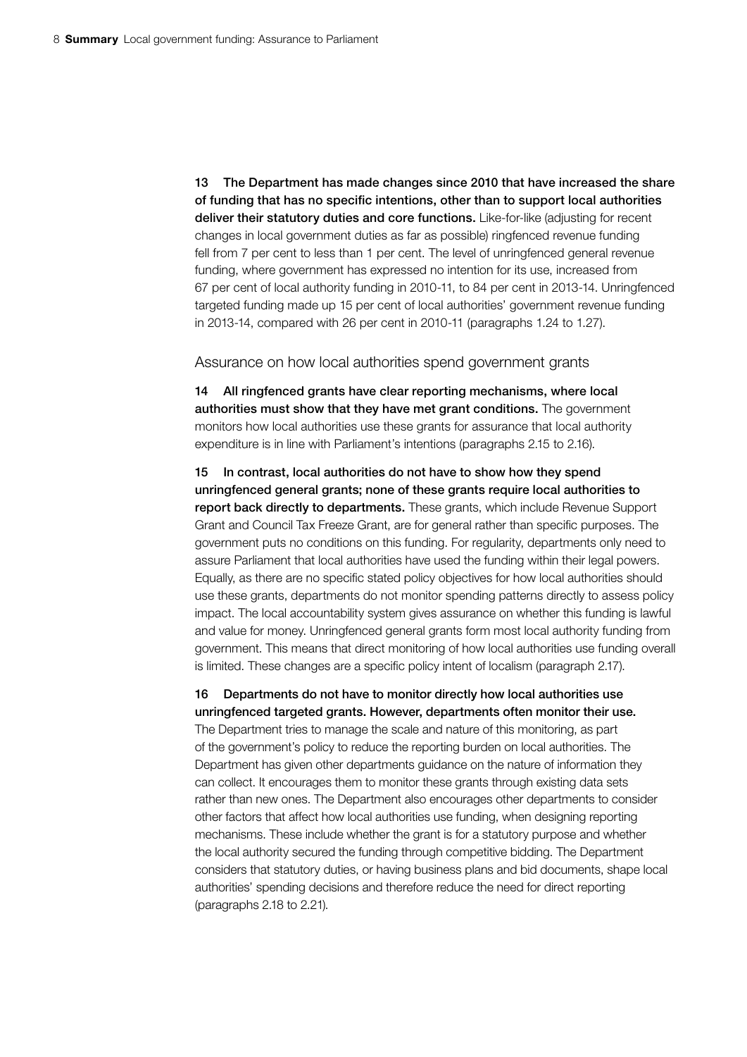**13 The Department has made changes since 2010 that have increased the share of funding that has no specific intentions, other than to support local authorities deliver their statutory duties and core functions.** Like-for-like (adjusting for recent changes in local government duties as far as possible) ringfenced revenue funding fell from 7 per cent to less than 1 per cent. The level of unringfenced general revenue funding, where government has expressed no intention for its use, increased from 67 per cent of local authority funding in 2010-11, to 84 per cent in 2013-14. Unringfenced targeted funding made up 15 per cent of local authorities' government revenue funding in 2013-14, compared with 26 per cent in 2010-11 (paragraphs 1.24 to 1.27).

## Assurance on how local authorities spend government grants

**14 All ringfenced grants have clear reporting mechanisms, where local authorities must show that they have met grant conditions.** The government monitors how local authorities use these grants for assurance that local authority expenditure is in line with Parliament's intentions (paragraphs 2.15 to 2.16).

**15 In contrast, local authorities do not have to show how they spend unringfenced general grants; none of these grants require local authorities to report back directly to departments.** These grants, which include Revenue Support Grant and Council Tax Freeze Grant, are for general rather than specific purposes. The government puts no conditions on this funding. For regularity, departments only need to assure Parliament that local authorities have used the funding within their legal powers. Equally, as there are no specific stated policy objectives for how local authorities should use these grants, departments do not monitor spending patterns directly to assess policy impact. The local accountability system gives assurance on whether this funding is lawful and value for money. Unringfenced general grants form most local authority funding from government. This means that direct monitoring of how local authorities use funding overall is limited. These changes are a specific policy intent of localism (paragraph 2.17).

**16 Departments do not have to monitor directly how local authorities use unringfenced targeted grants. However, departments often monitor their use.** The Department tries to manage the scale and nature of this monitoring, as part of the government's policy to reduce the reporting burden on local authorities. The Department has given other departments guidance on the nature of information they can collect. It encourages them to monitor these grants through existing data sets rather than new ones. The Department also encourages other departments to consider other factors that affect how local authorities use funding, when designing reporting mechanisms. These include whether the grant is for a statutory purpose and whether the local authority secured the funding through competitive bidding. The Department considers that statutory duties, or having business plans and bid documents, shape local authorities' spending decisions and therefore reduce the need for direct reporting (paragraphs 2.18 to 2.21).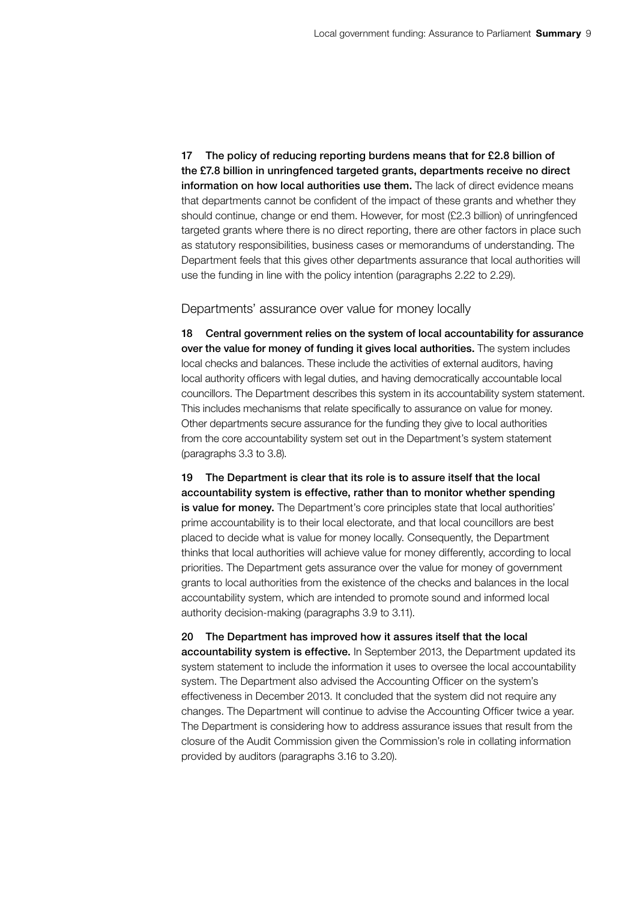**17 The policy of reducing reporting burdens means that for £2.8 billion of the £7.8 billion in unringfenced targeted grants, departments receive no direct information on how local authorities use them.** The lack of direct evidence means that departments cannot be confident of the impact of these grants and whether they should continue, change or end them. However, for most (£2.3 billion) of unringfenced targeted grants where there is no direct reporting, there are other factors in place such as statutory responsibilities, business cases or memorandums of understanding. The Department feels that this gives other departments assurance that local authorities will use the funding in line with the policy intention (paragraphs 2.22 to 2.29).

## Departments' assurance over value for money locally

**18 Central government relies on the system of local accountability for assurance over the value for money of funding it gives local authorities.** The system includes local checks and balances. These include the activities of external auditors, having local authority officers with legal duties, and having democratically accountable local councillors. The Department describes this system in its accountability system statement. This includes mechanisms that relate specifically to assurance on value for money. Other departments secure assurance for the funding they give to local authorities from the core accountability system set out in the Department's system statement (paragraphs 3.3 to 3.8).

**19 The Department is clear that its role is to assure itself that the local accountability system is effective, rather than to monitor whether spending is value for money.** The Department's core principles state that local authorities' prime accountability is to their local electorate, and that local councillors are best placed to decide what is value for money locally. Consequently, the Department thinks that local authorities will achieve value for money differently, according to local priorities. The Department gets assurance over the value for money of government grants to local authorities from the existence of the checks and balances in the local accountability system, which are intended to promote sound and informed local authority decision-making (paragraphs 3.9 to 3.11).

**20 The Department has improved how it assures itself that the local accountability system is effective.** In September 2013, the Department updated its system statement to include the information it uses to oversee the local accountability system. The Department also advised the Accounting Officer on the system's effectiveness in December 2013. It concluded that the system did not require any changes. The Department will continue to advise the Accounting Officer twice a year. The Department is considering how to address assurance issues that result from the closure of the Audit Commission given the Commission's role in collating information provided by auditors (paragraphs 3.16 to 3.20).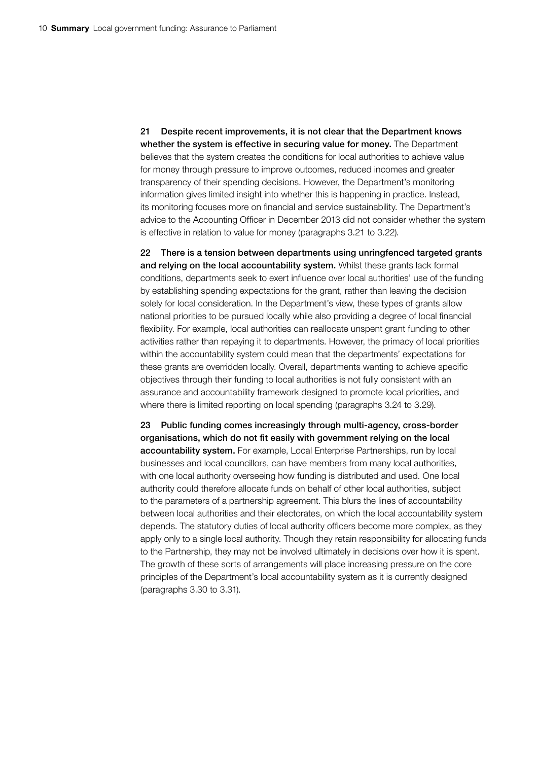**21 Despite recent improvements, it is not clear that the Department knows whether the system is effective in securing value for money.** The Department believes that the system creates the conditions for local authorities to achieve value for money through pressure to improve outcomes, reduced incomes and greater transparency of their spending decisions. However, the Department's monitoring information gives limited insight into whether this is happening in practice. Instead, its monitoring focuses more on financial and service sustainability. The Department's advice to the Accounting Officer in December 2013 did not consider whether the system is effective in relation to value for money (paragraphs 3.21 to 3.22).

**22 There is a tension between departments using unringfenced targeted grants and relying on the local accountability system.** Whilst these grants lack formal conditions, departments seek to exert influence over local authorities' use of the funding by establishing spending expectations for the grant, rather than leaving the decision solely for local consideration. In the Department's view, these types of grants allow national priorities to be pursued locally while also providing a degree of local financial flexibility. For example, local authorities can reallocate unspent grant funding to other activities rather than repaying it to departments. However, the primacy of local priorities within the accountability system could mean that the departments' expectations for these grants are overridden locally. Overall, departments wanting to achieve specific objectives through their funding to local authorities is not fully consistent with an assurance and accountability framework designed to promote local priorities, and where there is limited reporting on local spending (paragraphs 3.24 to 3.29).

**23 Public funding comes increasingly through multi-agency, cross-border organisations, which do not fit easily with government relying on the local accountability system.** For example, Local Enterprise Partnerships, run by local businesses and local councillors, can have members from many local authorities, with one local authority overseeing how funding is distributed and used. One local authority could therefore allocate funds on behalf of other local authorities, subject to the parameters of a partnership agreement. This blurs the lines of accountability between local authorities and their electorates, on which the local accountability system depends. The statutory duties of local authority officers become more complex, as they apply only to a single local authority. Though they retain responsibility for allocating funds to the Partnership, they may not be involved ultimately in decisions over how it is spent. The growth of these sorts of arrangements will place increasing pressure on the core principles of the Department's local accountability system as it is currently designed (paragraphs 3.30 to 3.31).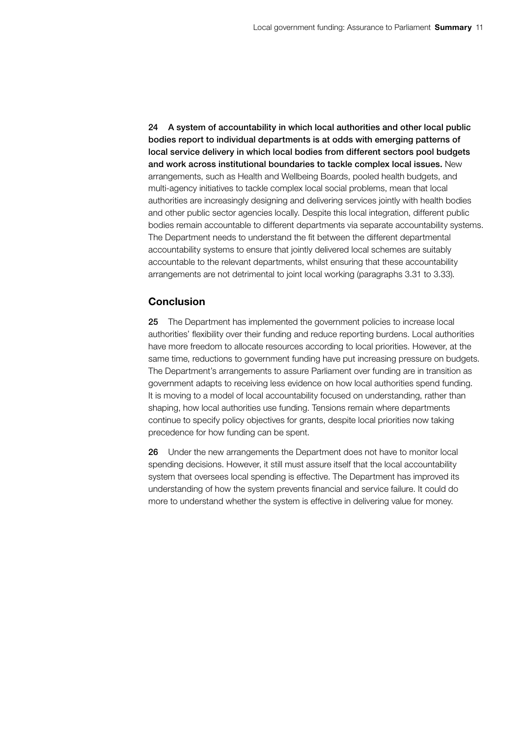**24 A system of accountability in which local authorities and other local public bodies report to individual departments is at odds with emerging patterns of local service delivery in which local bodies from different sectors pool budgets and work across institutional boundaries to tackle complex local issues.** New arrangements, such as Health and Wellbeing Boards, pooled health budgets, and multi-agency initiatives to tackle complex local social problems, mean that local authorities are increasingly designing and delivering services jointly with health bodies and other public sector agencies locally. Despite this local integration, different public bodies remain accountable to different departments via separate accountability systems. The Department needs to understand the fit between the different departmental accountability systems to ensure that jointly delivered local schemes are suitably accountable to the relevant departments, whilst ensuring that these accountability arrangements are not detrimental to joint local working (paragraphs 3.31 to 3.33).

## Conclusion

**25** The Department has implemented the government policies to increase local authorities' flexibility over their funding and reduce reporting burdens. Local authorities have more freedom to allocate resources according to local priorities. However, at the same time, reductions to government funding have put increasing pressure on budgets. The Department's arrangements to assure Parliament over funding are in transition as government adapts to receiving less evidence on how local authorities spend funding. It is moving to a model of local accountability focused on understanding, rather than shaping, how local authorities use funding. Tensions remain where departments continue to specify policy objectives for grants, despite local priorities now taking precedence for how funding can be spent.

**26** Under the new arrangements the Department does not have to monitor local spending decisions. However, it still must assure itself that the local accountability system that oversees local spending is effective. The Department has improved its understanding of how the system prevents financial and service failure. It could do more to understand whether the system is effective in delivering value for money.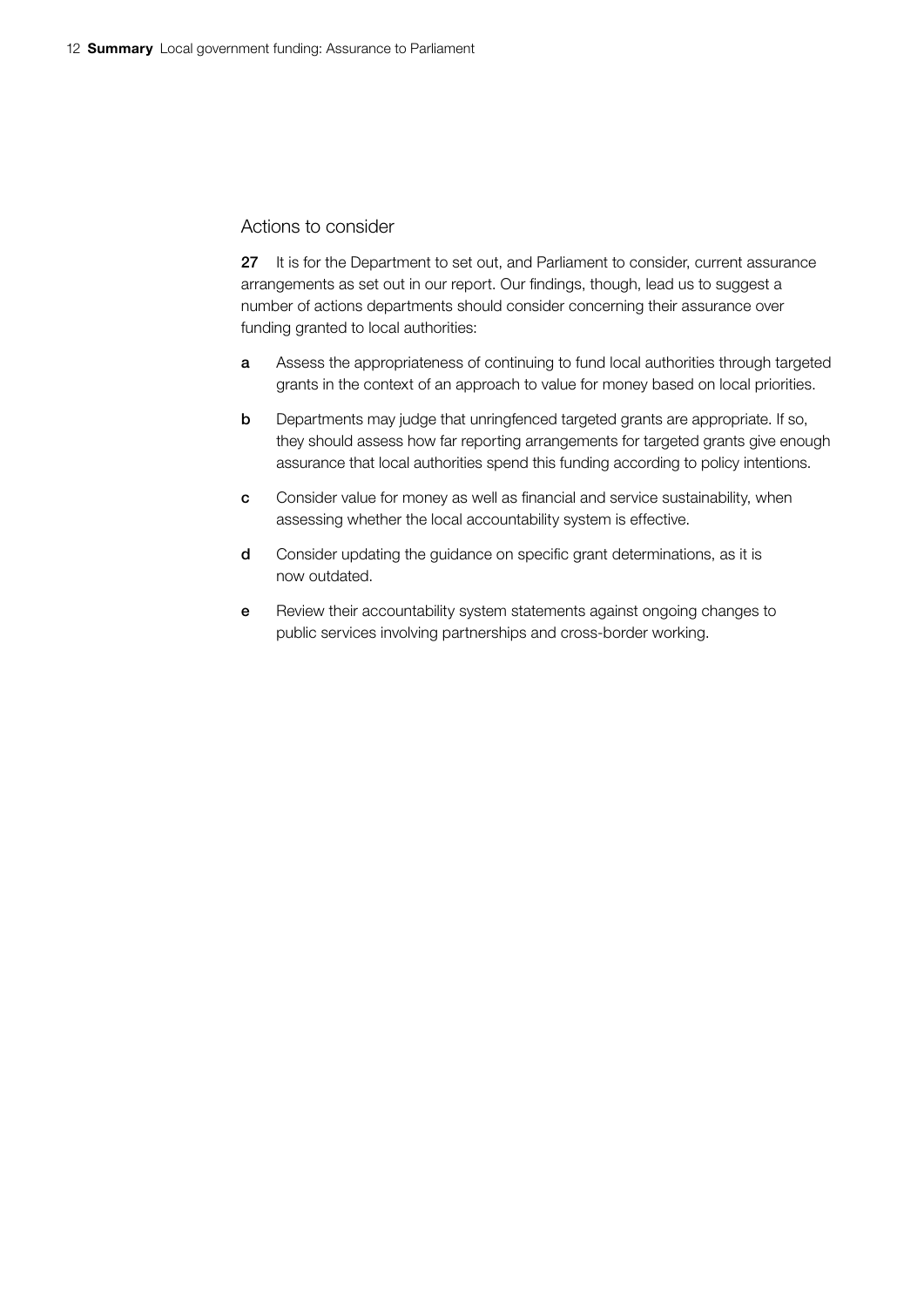## Actions to consider

**27** It is for the Department to set out, and Parliament to consider, current assurance arrangements as set out in our report. Our findings, though, lead us to suggest a number of actions departments should consider concerning their assurance over funding granted to local authorities:

**a** Assess the appropriateness of continuing to fund local authorities through targeted grants in the context of an approach to value for money based on local priorities.

**b** Departments may judge that unringfenced targeted grants are appropriate. If so, they should assess how far reporting arrangements for targeted grants give enough assurance that local authorities spend this funding according to policy intentions.

**c** Consider value for money as well as financial and service sustainability, when assessing whether the local accountability system is effective.

**d** Consider updating the guidance on specific grant determinations, as it is now outdated.

**e** Review their accountability system statements against ongoing changes to public services involving partnerships and cross-border working.